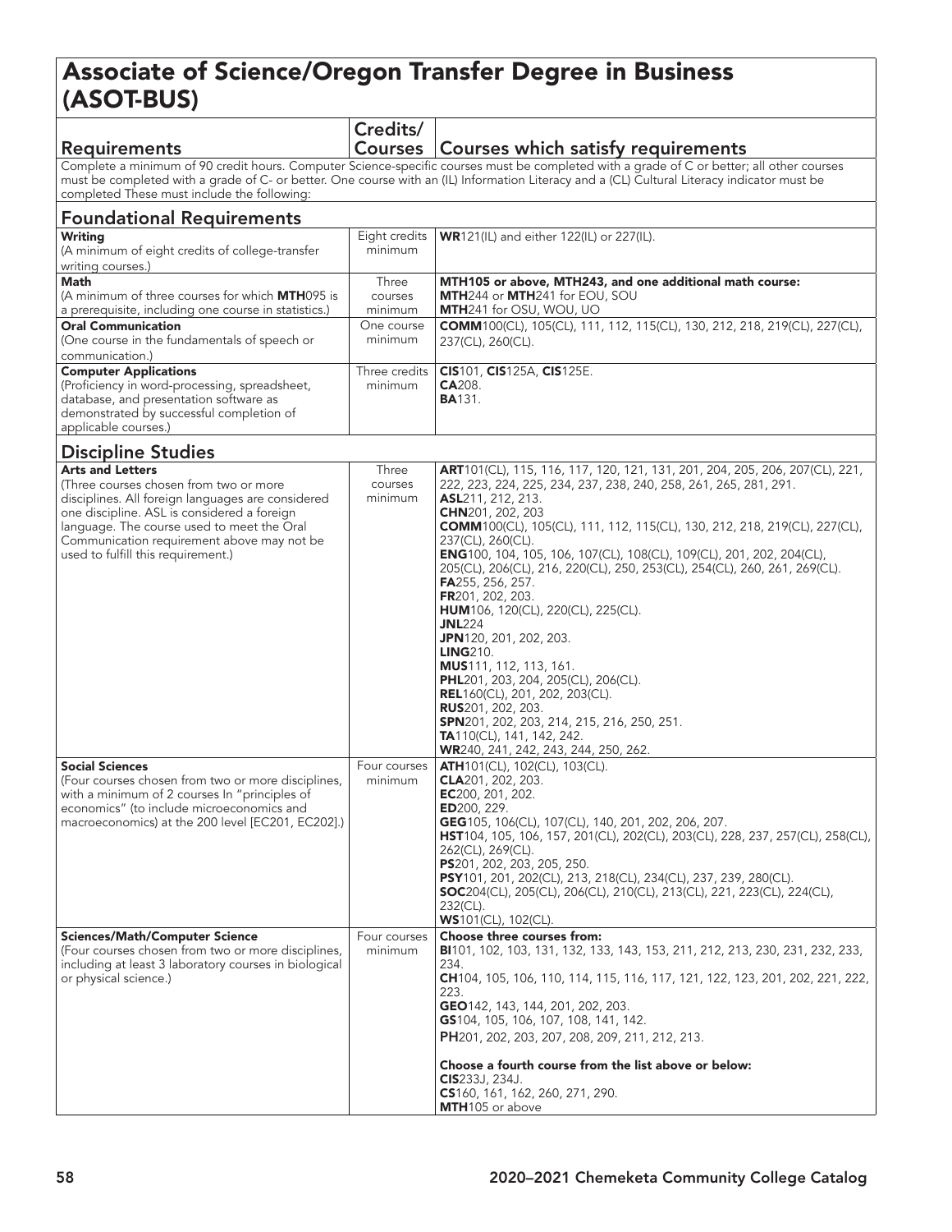# Associate of Science/Oregon Transfer Degree in Business (ASOT-BUS)

| Requirements | Credits/ Courses | Courses which satisfy requirements |
|---|---|---|
| Complete a minimum of 90 credit hours. Computer Science-specific courses must be completed with a grade of C or better; all other courses must be completed with a grade of C- or better. One course with an (IL) Information Literacy and a (CL) Cultural Literacy indicator must be completed These must include the following: | | |

## Foundational Requirements

| Requirements | Credits/ Courses | Courses which satisfy requirements |
|---|---|---|
| **Writing**<br>(A minimum of eight credits of college-transfer writing courses.) | Eight credits minimum | **WR**121(IL) and either 122(IL) or 227(IL). |
| **Math**<br>(A minimum of three courses for which **MTH**095 is a prerequisite, including one course in statistics.) | Three courses minimum | **MTH105 or above, MTH243, and one additional math course:**<br>**MTH**244 or **MTH**241 for EOU, SOU<br>**MTH**241 for OSU, WOU, UO |
| **Oral Communication**<br>(One course in the fundamentals of speech or communication.) | One course minimum | **COMM**100(CL), 105(CL), 111, 112, 115(CL), 130, 212, 218, 219(CL), 227(CL), 237(CL), 260(CL). |
| **Computer Applications**<br>(Proficiency in word-processing, spreadsheet, database, and presentation software as demonstrated by successful completion of applicable courses.) | Three credits minimum | **CIS**101, **CIS**125A, **CIS**125E.<br>**CA**208.<br>**BA**131. |

## Discipline Studies

| Requirements | Credits/ Courses | Courses which satisfy requirements |
|---|---|---|
| **Arts and Letters**<br>(Three courses chosen from two or more disciplines. All foreign languages are considered one discipline. ASL is considered a foreign language. The course used to meet the Oral Communication requirement above may not be used to fulfill this requirement.) | Three courses minimum | **ART**101(CL), 115, 116, 117, 120, 121, 131, 201, 204, 205, 206, 207(CL), 221, 222, 223, 224, 225, 234, 237, 238, 240, 258, 261, 265, 281, 291.<br>**ASL**211, 212, 213.<br>**CHN**201, 202, 203<br>**COMM**100(CL), 105(CL), 111, 112, 115(CL), 130, 212, 218, 219(CL), 227(CL), 237(CL), 260(CL).<br>**ENG**100, 104, 105, 106, 107(CL), 108(CL), 109(CL), 201, 202, 204(CL), 205(CL), 206(CL), 216, 220(CL), 250, 253(CL), 254(CL), 260, 261, 269(CL).<br>**FA**255, 256, 257.<br>**FR**201, 202, 203.<br>**HUM**106, 120(CL), 220(CL), 225(CL).<br>**JNL**224<br>**JPN**120, 201, 202, 203.<br>**LING**210.<br>**MUS**111, 112, 113, 161.<br>**PHL**201, 203, 204, 205(CL), 206(CL).<br>**REL**160(CL), 201, 202, 203(CL).<br>**RUS**201, 202, 203.<br>**SPN**201, 202, 203, 214, 215, 216, 250, 251.<br>**TA**110(CL), 141, 142, 242.<br>**WR**240, 241, 242, 243, 244, 250, 262. |
| **Social Sciences**<br>(Four courses chosen from two or more disciplines, with a minimum of 2 courses In "principles of economics" (to include microeconomics and macroeconomics) at the 200 level [EC201, EC202].) | Four courses minimum | **ATH**101(CL), 102(CL), 103(CL).<br>**CLA**201, 202, 203.<br>**EC**200, 201, 202.<br>**ED**200, 229.<br>**GEG**105, 106(CL), 107(CL), 140, 201, 202, 206, 207.<br>**HST**104, 105, 106, 157, 201(CL), 202(CL), 203(CL), 228, 237, 257(CL), 258(CL), 262(CL), 269(CL).<br>**PS**201, 202, 203, 205, 250.<br>**PSY**101, 201, 202(CL), 213, 218(CL), 234(CL), 237, 239, 280(CL).<br>**SOC**204(CL), 205(CL), 206(CL), 210(CL), 213(CL), 221, 223(CL), 224(CL), 232(CL).<br>**WS**101(CL), 102(CL). |
| **Sciences/Math/Computer Science**<br>(Four courses chosen from two or more disciplines, including at least 3 laboratory courses in biological or physical science.) | Four courses minimum | **Choose three courses from:**<br>**BI**101, 102, 103, 131, 132, 133, 143, 153, 211, 212, 213, 230, 231, 232, 233, 234.<br>**CH**104, 105, 106, 110, 114, 115, 116, 117, 121, 122, 123, 201, 202, 221, 222, 223.<br>**GEO**142, 143, 144, 201, 202, 203.<br>**GS**104, 105, 106, 107, 108, 141, 142.<br>**PH**201, 202, 203, 207, 208, 209, 211, 212, 213.<br><br>**Choose a fourth course from the list above or below:**<br>**CIS**233J, 234J.<br>**CS**160, 161, 162, 260, 271, 290.<br>**MTH**105 or above |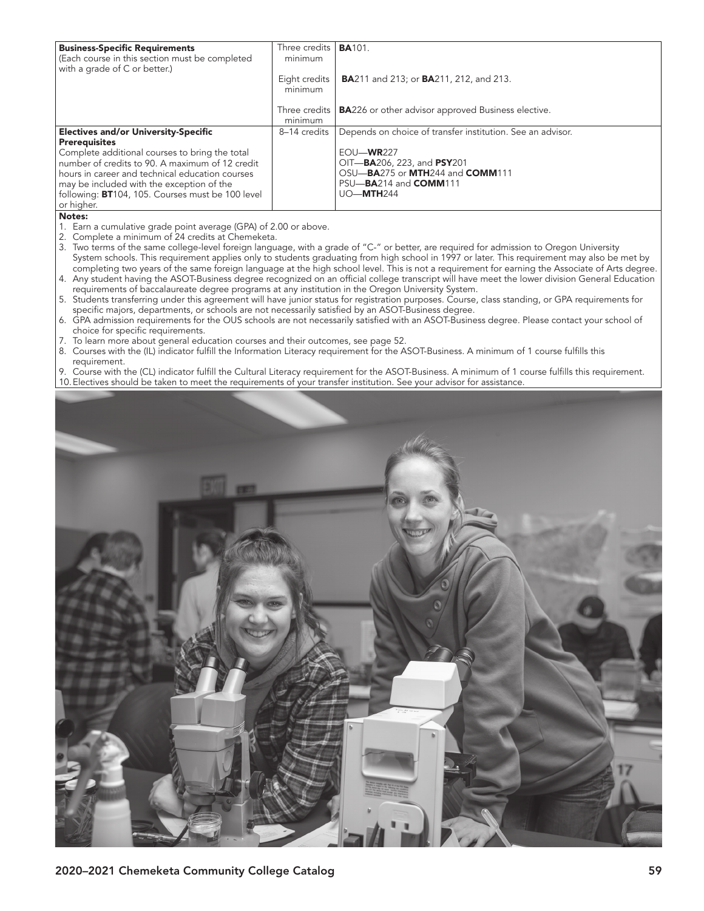| | | |
|---|---|---|
| **Business-Specific Requirements**<br>(Each course in this section must be completed with a grade of C or better.) | Three credits minimum | **BA**101. |
| | Eight credits minimum | **BA**211 and 213; or **BA**211, 212, and 213. |
| | Three credits minimum | **BA**226 or other advisor approved Business elective. |
| **Electives and/or University-Specific Prerequisites**<br>Complete additional courses to bring the total number of credits to 90. A maximum of 12 credit hours in career and technical education courses may be included with the exception of the following: **BT**104, 105. Courses must be 100 level or higher. | 8–14 credits | Depends on choice of transfer institution. See an advisor.<br><br>EOU—**WR**227<br>OIT—**BA**206, 223, and **PSY**201<br>OSU—**BA**275 or **MTH**244 and **COMM**111<br>PSU—**BA**214 and **COMM**111<br>UO—**MTH**244 |

**Notes:**

1. Earn a cumulative grade point average (GPA) of 2.00 or above.
2. Complete a minimum of 24 credits at Chemeketa.
3. Two terms of the same college-level foreign language, with a grade of "C-" or better, are required for admission to Oregon University System schools. This requirement applies only to students graduating from high school in 1997 or later. This requirement may also be met by completing two years of the same foreign language at the high school level. This is not a requirement for earning the Associate of Arts degree.
4. Any student having the ASOT-Business degree recognized on an official college transcript will have meet the lower division General Education requirements of baccalaureate degree programs at any institution in the Oregon University System.
5. Students transferring under this agreement will have junior status for registration purposes. Course, class standing, or GPA requirements for specific majors, departments, or schools are not necessarily satisfied by an ASOT-Business degree.
6. GPA admission requirements for the OUS schools are not necessarily satisfied with an ASOT-Business degree. Please contact your school of choice for specific requirements.
7. To learn more about general education courses and their outcomes, see page 52.
8. Courses with the (IL) indicator fulfill the Information Literacy requirement for the ASOT-Business. A minimum of 1 course fulfills this requirement.
9. Course with the (CL) indicator fulfill the Cultural Literacy requirement for the ASOT-Business. A minimum of 1 course fulfills this requirement.
10. Electives should be taken to meet the requirements of your transfer institution. See your advisor for assistance.